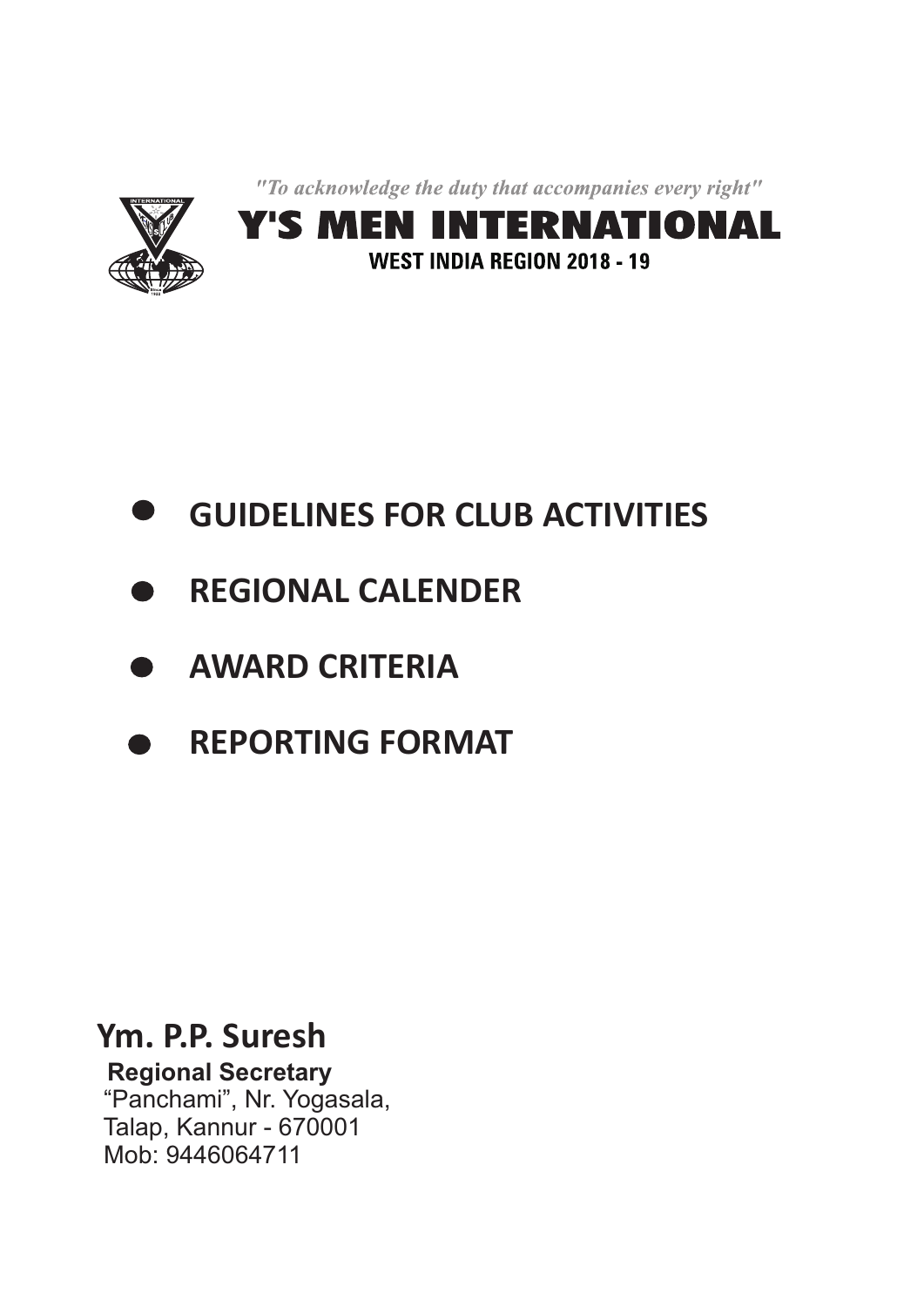*"To acknowledge the duty that accompanies every right"*

# Y'S MEN INTERNATIONAL

**WEST INDIA REGION 2018 - 19**

- **GUIDELINES FOR CLUB ACTIVITIES**
- **REGIONAL CALENDER**
- **AWARD CRITERIA**
- **REPORTING FORMAT**

**Ym. P.P. Suresh**
**Regional Secretary**
"Panchami", Nr. Yogasala,
Talap, Kannur - 670001
Mob: 9446064711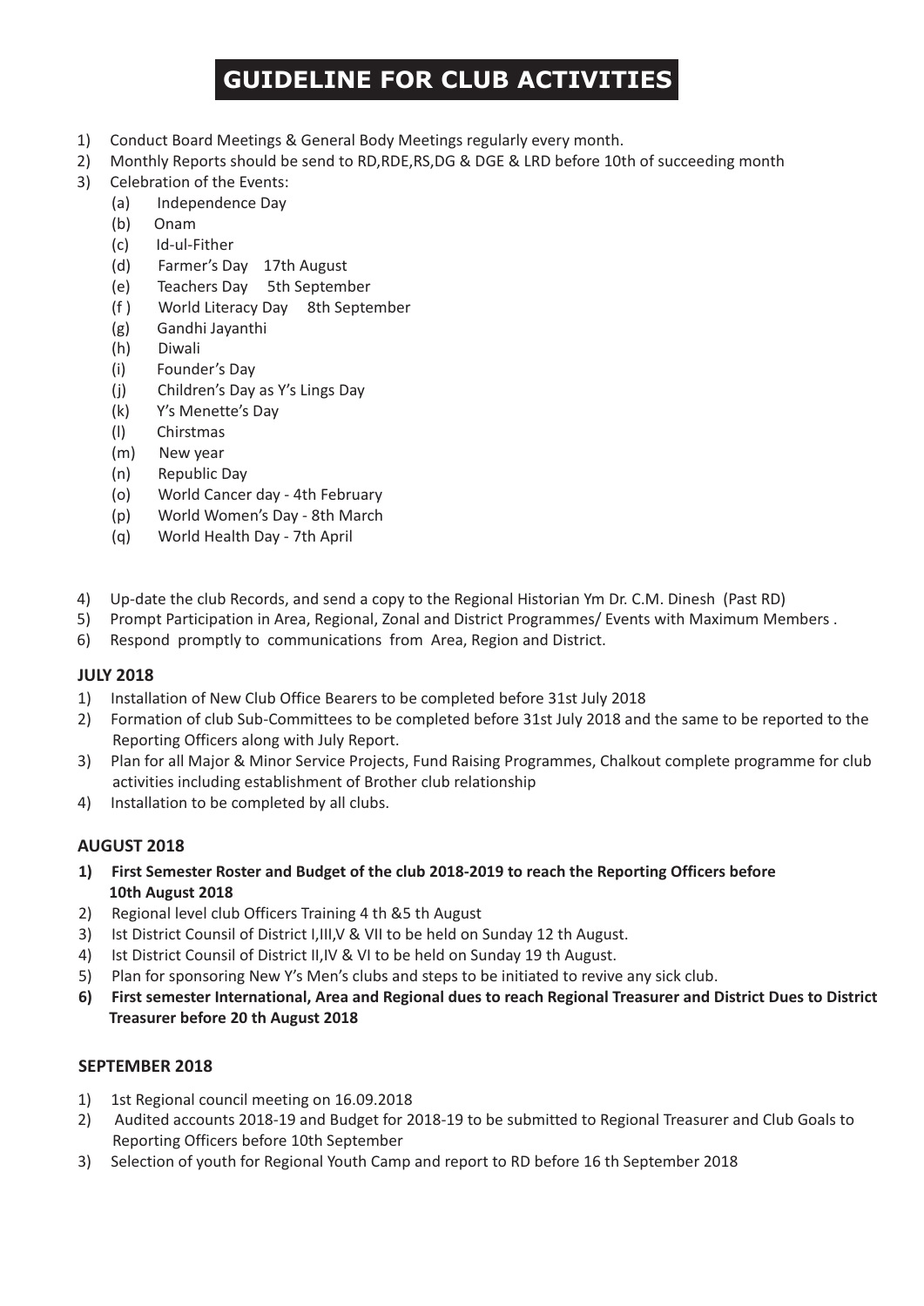# GUIDELINE FOR CLUB ACTIVITIES

1) Conduct Board Meetings & General Body Meetings regularly every month.
2) Monthly Reports should be send to RD,RDE,RS,DG & DGE & LRD before 10th of succeeding month
3) Celebration of the Events:
   (a) Independence Day
   (b) Onam
   (c) Id-ul-Fither
   (d) Farmer's Day 17th August
   (e) Teachers Day 5th September
   (f ) World Literacy Day 8th September
   (g) Gandhi Jayanthi
   (h) Diwali
   (i) Founder's Day
   (j) Children's Day as Y's Lings Day
   (k) Y's Menette's Day
   (l) Chirstmas
   (m) New year
   (n) Republic Day
   (o) World Cancer day - 4th February
   (p) World Women's Day - 8th March
   (q) World Health Day - 7th April
4) Up-date the club Records, and send a copy to the Regional Historian Ym Dr. C.M. Dinesh (Past RD)
5) Prompt Participation in Area, Regional, Zonal and District Programmes/ Events with Maximum Members .
6) Respond promptly to communications from Area, Region and District.

### JULY 2018

1) Installation of New Club Office Bearers to be completed before 31st July 2018
2) Formation of club Sub-Committees to be completed before 31st July 2018 and the same to be reported to the Reporting Officers along with July Report.
3) Plan for all Major & Minor Service Projects, Fund Raising Programmes, Chalkout complete programme for club activities including establishment of Brother club relationship
4) Installation to be completed by all clubs.

### AUGUST 2018

1) **First Semester Roster and Budget of the club 2018-2019 to reach the Reporting Officers before 10th August 2018**
2) Regional level club Officers Training 4 th &5 th August
3) Ist District Counsil of District I,III,V & VII to be held on Sunday 12 th August.
4) Ist District Counsil of District II,IV & VI to be held on Sunday 19 th August.
5) Plan for sponsoring New Y's Men's clubs and steps to be initiated to revive any sick club.
6) **First semester International, Area and Regional dues to reach Regional Treasurer and District Dues to District Treasurer before 20 th August 2018**

### SEPTEMBER 2018

1) 1st Regional council meeting on 16.09.2018
2) Audited accounts 2018-19 and Budget for 2018-19 to be submitted to Regional Treasurer and Club Goals to Reporting Officers before 10th September
3) Selection of youth for Regional Youth Camp and report to RD before 16 th September 2018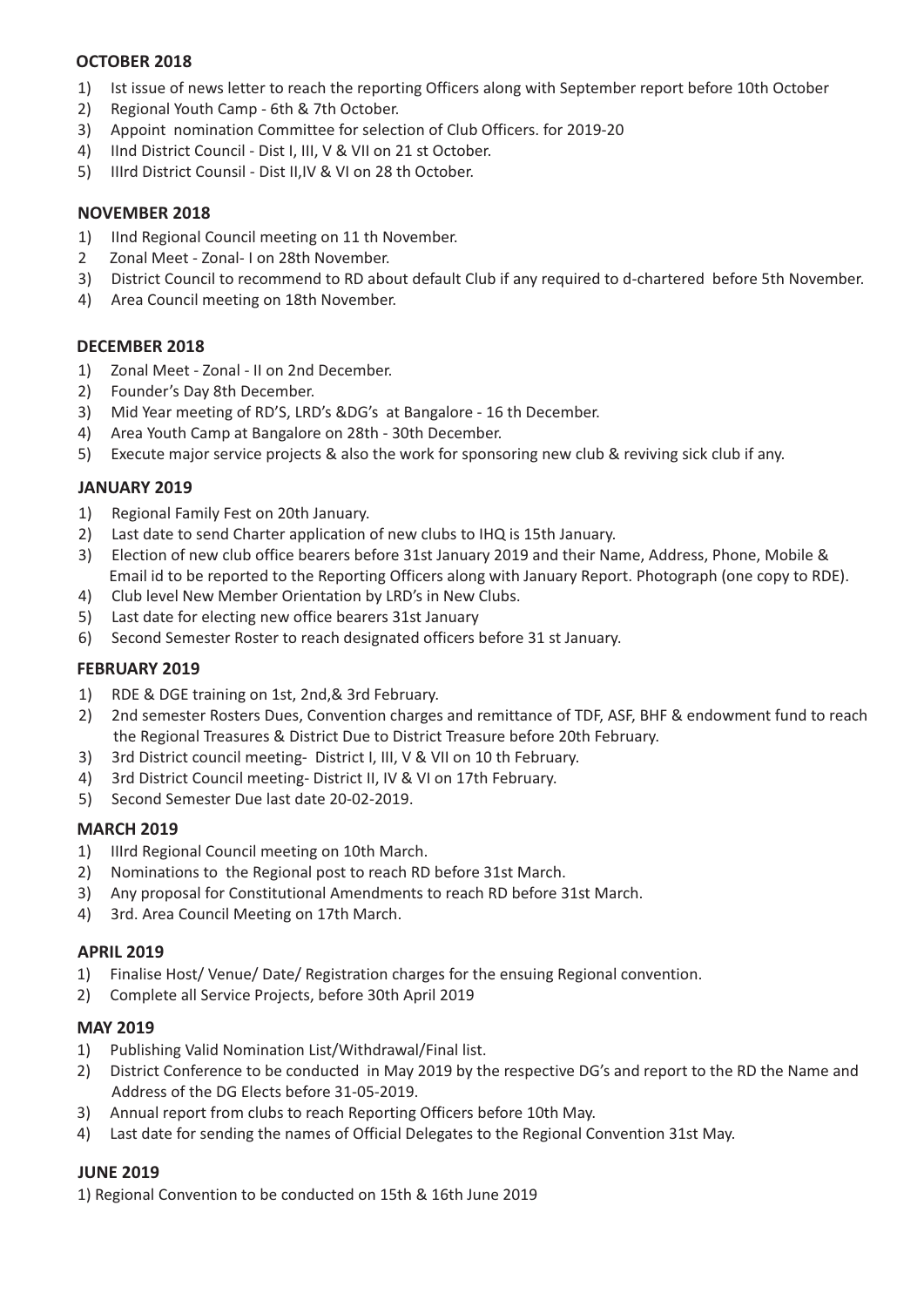## OCTOBER 2018

1) Ist issue of news letter to reach the reporting Officers along with September report before 10th October
2) Regional Youth Camp - 6th & 7th October.
3) Appoint nomination Committee for selection of Club Officers. for 2019-20
4) IInd District Council - Dist I, III, V & VII on 21 st October.
5) IIIrd District Counsil - Dist II,IV & VI on 28 th October.

## NOVEMBER 2018

1) IInd Regional Council meeting on 11 th November.
2 Zonal Meet - Zonal- I on 28th November.
3) District Council to recommend to RD about default Club if any required to d-chartered before 5th November.
4) Area Council meeting on 18th November.

## DECEMBER 2018

1) Zonal Meet - Zonal - II on 2nd December.
2) Founder's Day 8th December.
3) Mid Year meeting of RD'S, LRD's &DG's at Bangalore - 16 th December.
4) Area Youth Camp at Bangalore on 28th - 30th December.
5) Execute major service projects & also the work for sponsoring new club & reviving sick club if any.

## JANUARY 2019

1) Regional Family Fest on 20th January.
2) Last date to send Charter application of new clubs to IHQ is 15th January.
3) Election of new club office bearers before 31st January 2019 and their Name, Address, Phone, Mobile & Email id to be reported to the Reporting Officers along with January Report. Photograph (one copy to RDE).
4) Club level New Member Orientation by LRD's in New Clubs.
5) Last date for electing new office bearers 31st January
6) Second Semester Roster to reach designated officers before 31 st January.

## FEBRUARY 2019

1) RDE & DGE training on 1st, 2nd,& 3rd February.
2) 2nd semester Rosters Dues, Convention charges and remittance of TDF, ASF, BHF & endowment fund to reach the Regional Treasures & District Due to District Treasure before 20th February.
3) 3rd District council meeting- District I, III, V & VII on 10 th February.
4) 3rd District Council meeting- District II, IV & VI on 17th February.
5) Second Semester Due last date 20-02-2019.

## MARCH 2019

1) IIIrd Regional Council meeting on 10th March.
2) Nominations to the Regional post to reach RD before 31st March.
3) Any proposal for Constitutional Amendments to reach RD before 31st March.
4) 3rd. Area Council Meeting on 17th March.

## APRIL 2019

1) Finalise Host/ Venue/ Date/ Registration charges for the ensuing Regional convention.
2) Complete all Service Projects, before 30th April 2019

## MAY 2019

1) Publishing Valid Nomination List/Withdrawal/Final list.
2) District Conference to be conducted in May 2019 by the respective DG's and report to the RD the Name and Address of the DG Elects before 31-05-2019.
3) Annual report from clubs to reach Reporting Officers before 10th May.
4) Last date for sending the names of Official Delegates to the Regional Convention 31st May.

## JUNE 2019

1) Regional Convention to be conducted on 15th & 16th June 2019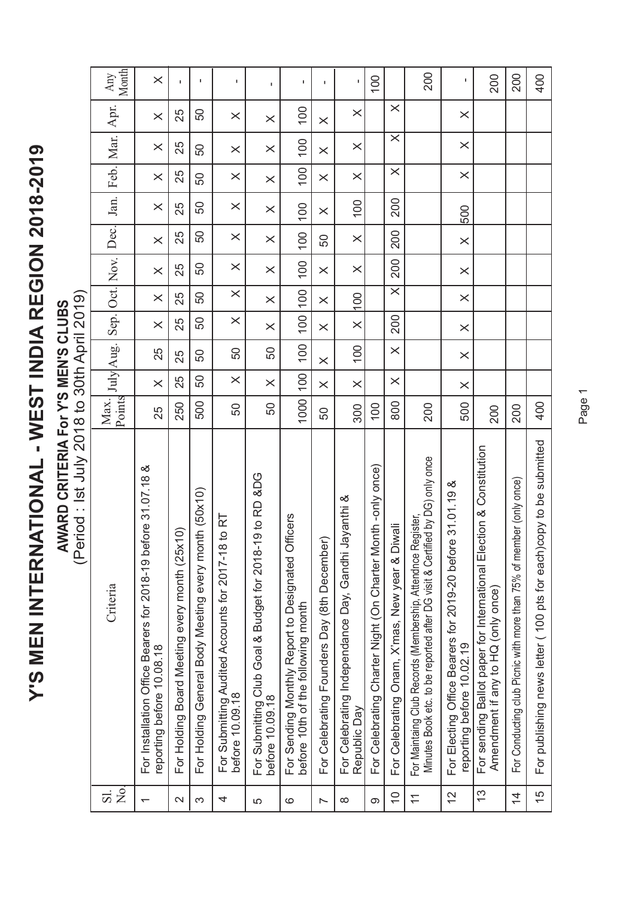# Y'S MEN INTERNATIONAL - WEST INDIA REGION 2018-2019

## AWARD CRITERIA For Y'S MEN'S CLUBS

(Period : Ist July 2018 to 30th April 2019)

| Sl. No. | Criteria | Max. Points | July | Aug. | Sep. | Oct. | Nov. | Dec. | Jan. | Feb. | Mar. | Apr. | Any Month |
|---|---|---|---|---|---|---|---|---|---|---|---|---|---|
| 1 | For Installation Office Bearers for 2018-19 before 31.07.18 & reporting before 10.08.18 | 25 | X | 25 | X | X | X | X | X | X | X | X | X |
| 2 | For Holding Board Meeting every month (25x10) | 250 | 25 | 25 | 25 | 25 | 25 | 25 | 25 | 25 | 25 | 25 | - |
| 3 | For Holding General Body Meeting every month (50x10) | 500 | 50 | 50 | 50 | 50 | 50 | 50 | 50 | 50 | 50 | 50 | - |
| 4 | For Submitting Audited Accounts for 2017-18 to RT before 10.09.18 | 50 | X | 50 | X | X | X | X | X | X | X | X | - |
| 5 | For Submitting Club Goal & Budget for 2018-19 to RD &DG before 10.09.18 | 50 | X | 50 | X | X | X | X | X | X | X | X | - |
| 6 | For Sending Monthly Report to Designated Officers before 10th of the following month | 1000 | 100 | 100 | 100 | 100 | 100 | 100 | 100 | 100 | 100 | 100 | - |
| 7 | For Celebrating Founders Day (8th December) | 50 | X | X | X | X | X | 50 | X | X | X | X | - |
| 8 | For Celebrating Independance Day, Gandhi Jayanthi & Republic Day | 300 | X | 100 | X | 100 | X | X | 100 | X | X | X | - |
| 9 | For Celebrating Charter Night (On Charter Month -only once) | 100 | | | | | | | | | | | 100 |
| 10 | For Celebrating Onam, X'mas, New year & Diwali | 800 | X | X | 200 | X | 200 | 200 | 200 | X | X | X | |
| 11 | For Maintaing Club Records (Membership, Attendnce Register, Minutes Book etc. to be reported after DG visit & Certified by DG) only once | 200 | | | | | | | | | | | 200 |
| 12 | For Electing Office Bearers for 2019-20 before 31.01.19 & reporting before 10.02.19 | 500 | X | X | X | X | X | X | 500 | X | X | X | - |
| 13 | For sending Ballot paper for International Election & Constitution Amendment if any to HQ (only once) | 200 | | | | | | | | | | | 200 |
| 14 | For Conducting club Picnic with more than 75% of member (only once) | 200 | | | | | | | | | | | 200 |
| 15 | For publishing news letter ( 100 pts for each)copy to be submitted | 400 | | | | | | | | | | | 400 |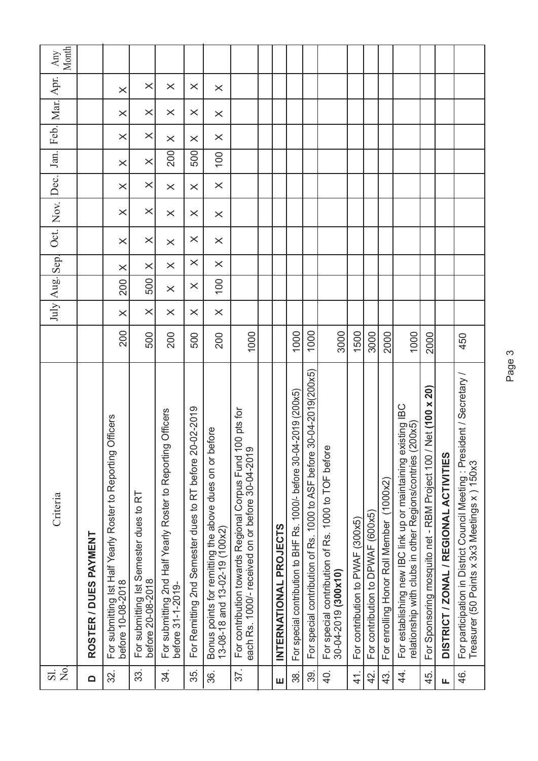| Sl. No. | Criteria | | July | Aug. | Sep. | Oct. | Nov. | Dec. | Jan. | Feb. | Mar. | Apr. | Any Month |
|---|---|---|---|---|---|---|---|---|---|---|---|---|---|
| **D** | **ROSTER / DUES PAYMENT** | | | | | | | | | | | | |
| 32. | For submitting Ist Half Yearly Roster to Reporting Officers before 10-08-2018 | 200 | × | 200 | × | × | × | × | × | × | × | × | |
| 33. | For submitting Ist Semester dues to RT before 20-08-2018 | 500 | × | 500 | × | × | × | × | × | × | × | × | |
| 34. | For submitting 2nd Half Yearly Roster to Reporting Officers before 31-1-2019- | 200 | × | × | × | × | × | × | 200 | × | × | × | |
| 35. | For Remitting 2nd Semester dues to RT before 20-02-2019 | 500 | × | × | × | × | × | × | 500 | × | × | × | |
| 36. | Bonus points for remitting the above dues on or before 13-08-18 and 13-02-19 (100x2) | 200 | × | 100 | × | × | × | × | 100 | × | × | × | |
| 37. | For contribution towards Regional Corpus Fund 100 pts for each Rs. 1000/- received on or before 30-04-2019 | 1000 | | | | | | | | | | | |
| | | | | | | | | | | | | | |
| **E** | **INTERNATIONAL PROJECTS** | | | | | | | | | | | | |
| 38. | For special contribution to BHF Rs. 1000/- before 30-04-2019 (200x5) | 1000 | | | | | | | | | | | |
| 39. | For special contribution of Rs. 1000 to ASF before 30-04-2019(200x5) | 1000 | | | | | | | | | | | |
| 40. | For special contribution of Rs. 1000 to TOF before 30-04-2019 **(300x10)** | 3000 | | | | | | | | | | | |
| 41. | For contribution to PWAF (300x5) | 1500 | | | | | | | | | | | |
| 42. | For contribution to DPWAF (600x5) | 3000 | | | | | | | | | | | |
| 43. | For enrolling Honor Roll Member (1000x2) | 2000 | | | | | | | | | | | |
| 44. | For establishing new IBC link up or maintaining existing IBC relationship with clubs in other Regions/contries (200x5) | 1000 | | | | | | | | | | | |
| 45. | For Sponsoring mosquito net - RBM Project 100 / Net **(100 x 20)** | 2000 | | | | | | | | | | | |
| **F** | **DISTRICT / ZONAL / REGIONAL ACTIVITIES** | | | | | | | | | | | | |
| 46. | For participation in District Council Meeting : President / Secretary / Treasurer (50 Points x 3x3 Meetings x ) 150x3 | 450 | | | | | | | | | | | |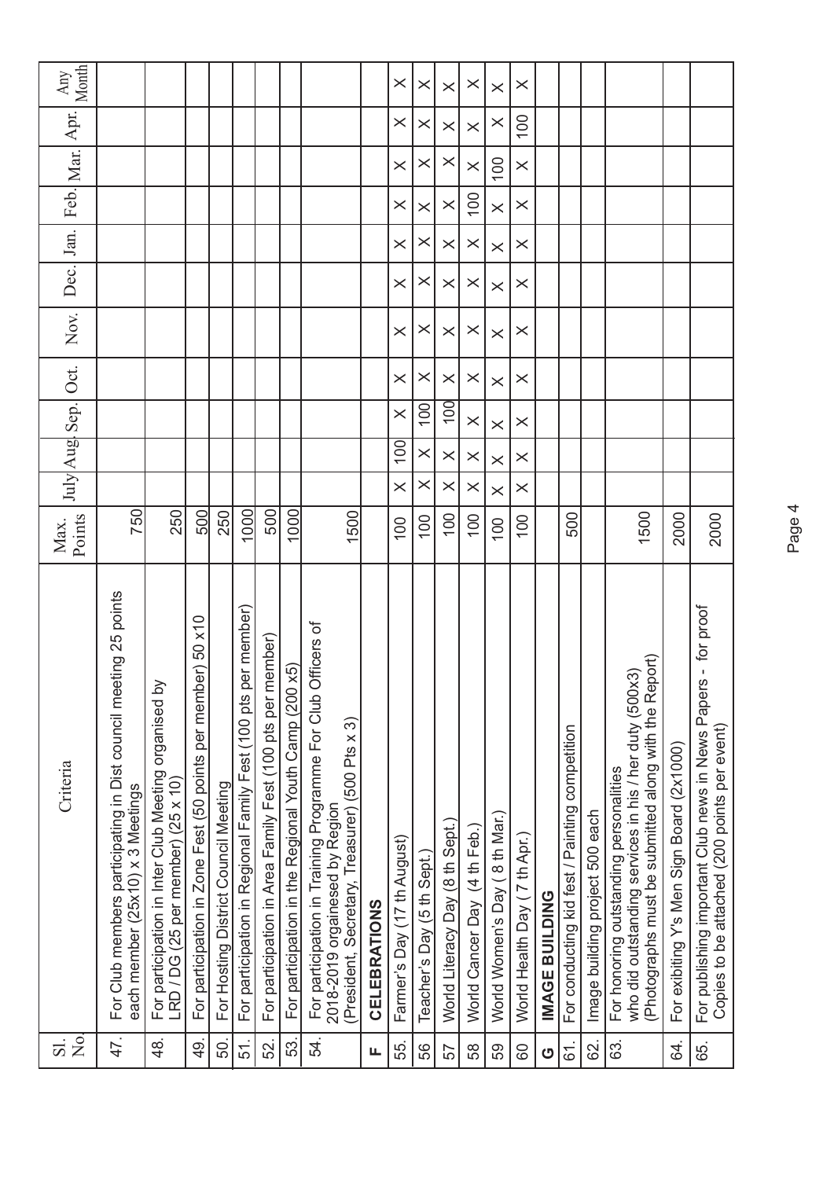| Sl. No. | Criteria | Max. Points | July | Aug. | Sep. | Oct. | Nov. | Dec. | Jan. | Feb. | Mar. | Apr. | Any Month |
|---|---|---|---|---|---|---|---|---|---|---|---|---|---|
| 47. | For Club members participating in Dist council meeting 25 points each member (25x10) x 3 Meetings | 750 | | | | | | | | | | | |
| 48. | For participation in Inter Club Meeting organised by LRD / DG (25 per member) (25 x 10) | 250 | | | | | | | | | | | |
| 49. | For participation in Zone Fest (50 points per member) 50 x10 | 500 | | | | | | | | | | | |
| 50. | For Hosting District Council Meeting | 250 | | | | | | | | | | | |
| 51. | For participation in Regional Family Fest (100 pts per member) | 1000 | | | | | | | | | | | |
| 52. | For participation in Area Family Fest (100 pts per member) | 500 | | | | | | | | | | | |
| 53. | For participation in the Regional Youth Camp (200 x5) | 1000 | | | | | | | | | | | |
| 54. | For participation in Training Programme For Club Officers of 2018-2019 orgainesed by Region (President, Secretary, Treasurer) (500 Pts x 3) | 1500 | | | | | | | | | | | |
| **F** | **CELEBRATIONS** | | | | | | | | | | | | |
| 55. | Farmer's Day (17 th August) | 100 | X | 100 | X | X | X | X | X | X | X | X | X |
| 56 | Teacher's Day (5 th Sept.) | 100 | X | X | 100 | X | X | X | X | X | X | X | X |
| 57 | World Literacy Day (8 th Sept.) | 100 | X | X | 100 | X | X | X | X | X | X | X | X |
| 58 | World Cancer Day (4 th Feb.) | 100 | X | X | X | X | X | X | X | 100 | X | X | X |
| 59 | World Women's Day ( 8 th Mar.) | 100 | X | X | X | X | X | X | X | X | 100 | X | X |
| 60 | World Health Day ( 7 th Apr.) | 100 | X | X | X | X | X | X | X | X | X | 100 | X |
| **G** | **IMAGE BUILDING** | | | | | | | | | | | | |
| 61. | For conducting kid fest / Painting competition | 500 | | | | | | | | | | | |
| 62. | Image building project 500 each | | | | | | | | | | | | |
| 63. | For honoring outstanding personalities who did outstanding services in his / her duty (500x3) (Photographs must be submitted along with the Report) | 1500 | | | | | | | | | | | |
| 64. | For exibiting Y's Men Sign Board (2x1000) | 2000 | | | | | | | | | | | |
| 65. | For publishing important Club news in News Papers - for proof Copies to be attached (200 points per event) | 2000 | | | | | | | | | | | |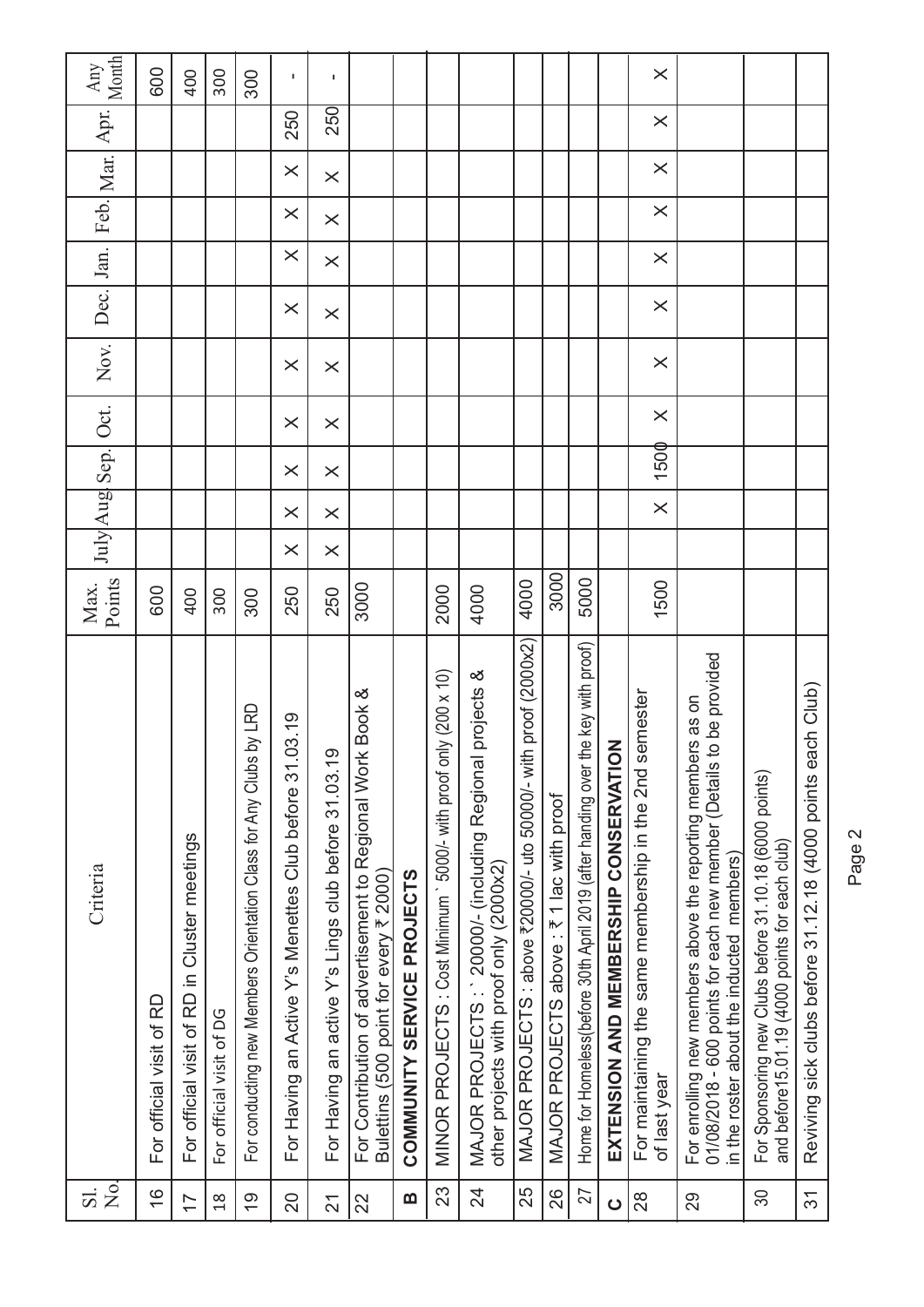| Sl. No. | Criteria | Max. Points | July | Aug. | Sep. | Oct. | Nov. | Dec. | Jan. | Feb. | Mar. | Apr. | Any Month |
|---|---|---|---|---|---|---|---|---|---|---|---|---|---|
| 16 | For official visit of RD | 600 | | | | | | | | | | | 600 |
| 17 | For official visit of RD in Cluster meetings | 400 | | | | | | | | | | | 400 |
| 18 | For official visit of DG | 300 | | | | | | | | | | | 300 |
| 19 | For conducting new Members Orientation Class for Any Clubs by LRD | 300 | | | | | | | | | | | 300 |
| 20 | For Having an Active Y's Menettes Club before 31.03.19 | 250 | X | X | X | X | X | X | X | X | X | 250 | - |
| 21 | For Having an active Y's Lings club before 31.03.19 | 250 | X | X | X | X | X | X | X | X | X | 250 | - |
| 22 | For Contribution of advertisement to Regional Work Book & Bulettins (500 point for every ₹ 2000) | 3000 | | | | | | | | | | | |
| **B** | **COMMUNITY SERVICE PROJECTS** | | | | | | | | | | | | |
| 23 | MINOR PROJECTS : Cost Minimum ` 5000/- with proof only (200 x 10) | 2000 | | | | | | | | | | | |
| 24 | MAJOR PROJECTS : ` 20000/- (including Regional projects & other projects with proof only (2000x2) | 4000 | | | | | | | | | | | |
| 25 | MAJOR PROJECTS : above ₹20000/- uto 50000/- with proof (2000x2) | 4000 | | | | | | | | | | | |
| 26 | MAJOR PROJECTS above : ₹ 1 lac with proof | 3000 | | | | | | | | | | | |
| 27 | Home for Homeless(before 30th April 2019 (after handing over the key with proof) | 5000 | | | | | | | | | | | |
| **C** | **EXTENSION AND MEMBERSHIP CONSERVATION** | | | | | | | | | | | | |
| 28 | For maintaining the same membership in the 2nd semester of last year | 1500 | | X | 1500 | X | X | X | X | X | X | X | X |
| 29 | For enrolling new members above the reporting members as on 01/08/2018 - 600 points for each new member (Details to be provided in the roster about the inducted members) | | | | | | | | | | | | |
| 30 | For Sponsoring new Clubs before 31.10.18 (6000 points) and before15.01.19 (4000 points for each club) | | | | | | | | | | | | |
| 31 | Reviving sick clubs before 31.12.18 (4000 points each Club) | | | | | | | | | | | | |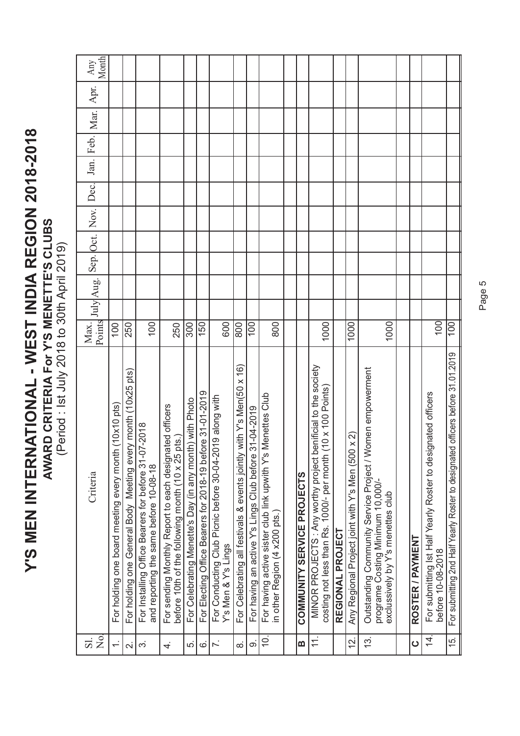# Y'S MEN INTERNATIONAL - WEST INDIA REGION 2018-2018

## AWARD CRITERIA For Y'S MENETTE'S CLUBS

(Period : Ist July 2018 to 30th April 2019)

| Sl. No | Criteria | Max. Points | July | Aug. | Sep. | Oct. | Nov. | Dec. | Jan. | Feb. | Mar. | Apr. | Any Month |
|---|---|---|---|---|---|---|---|---|---|---|---|---|---|
| 1. | For holding one board meeting every month (10x10 pts) | 100 | | | | | | | | | | | |
| 2. | For holding one General Body Meeting every month (10x25 pts) | 250 | | | | | | | | | | | |
| 3. | For Installing Office Bearers for before 31-07-2018 and reporting the same before 10-08-18 | 100 | | | | | | | | | | | |
| 4. | For sending Monthly Report to each designated officers before 10th of the following month (10 x 25 pts.) | 250 | | | | | | | | | | | |
| 5. | For Celebrating Menette's Day (in any month) with Photo | 300 | | | | | | | | | | | |
| 6. | For Electing Office Bearers for 2018-19 before 31-01-2019 | 150 | | | | | | | | | | | |
| 7. | For Conducting Club Picnic before 30-04-2019 along with Y's Men & Y's Lings | 600 | | | | | | | | | | | |
| 8. | For Celebrating all festivals & events jointly with Y's Men(50 x 16) | 800 | | | | | | | | | | | |
| 9. | For having an active Y's Lings Club before 31-04-2019 | 100 | | | | | | | | | | | |
| 10. | For having active sister club link upwith Y's Menettes Club in other Region (4 x200 pts.) | 800 | | | | | | | | | | | |
| | | | | | | | | | | | | | |
| **B** | **COMMUNITY SERVICE PROJECTS** | | | | | | | | | | | | |
| 11. | MINOR PROJECTS : Any worthy project benificial to the society costing not less than Rs. 1000/- per month (10 x 100 Points) | 1000 | | | | | | | | | | | |
| | **REGIONAL PROJECT** | | | | | | | | | | | | |
| 12. | Any Regional Project joint with Y's Men (500 x 2) | 1000 | | | | | | | | | | | |
| 13. | Outstanding Community Service Project / Women empowerment programe Costing Minimum 10,000/- exclussively by Y's menettes club | 1000 | | | | | | | | | | | |
| | | | | | | | | | | | | | |
| **C** | **ROSTER / PAYMENT** | | | | | | | | | | | | |
| 14. | For submitting Ist Half Yearly Roster to designated officers before 10-08-2018 | 100 | | | | | | | | | | | |
| 15. | For submitting 2nd Half Yearly Roster to designated officers before 31.01.2019 | 100 | | | | | | | | | | | |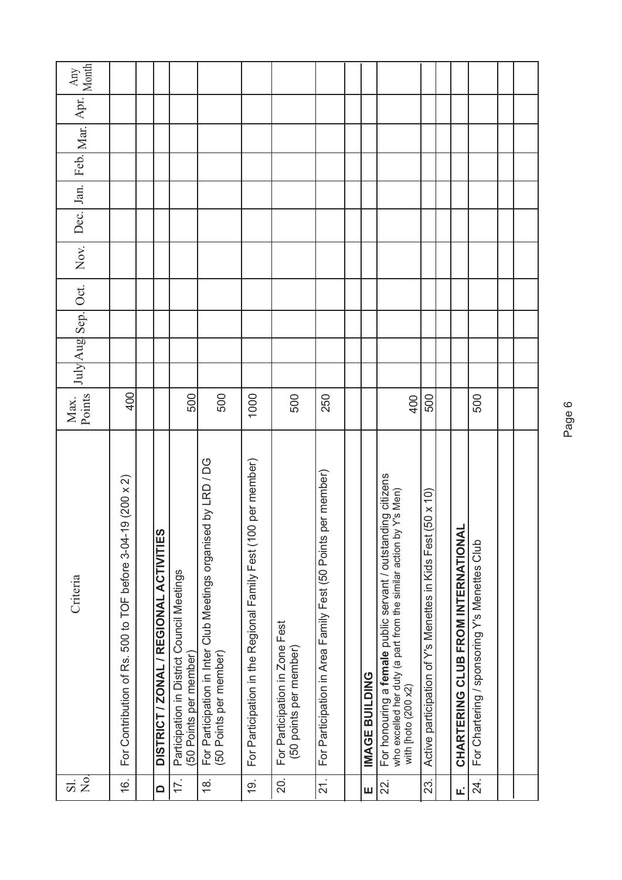| Sl. No. | Criteria | Max. Points | July | Aug | Sep. | Oct. | Nov. | Dec. | Jan. | Feb. | Mar. | Apr. | Any Month |
|---|---|---|---|---|---|---|---|---|---|---|---|---|---|
| 16. | For Contribution of Rs. 500 to TOF before 3-04-19 (200 x 2) | 400 | | | | | | | | | | | |
| | | | | | | | | | | | | | |
| **D** | **DISTRICT / ZONAL / REGIONAL ACTIVITIES** | | | | | | | | | | | | |
| 17. | Participation in District Council Meetings (50 Points per member) | 500 | | | | | | | | | | | |
| 18. | For Participation in Inter Club Meetings organised by LRD / DG (50 Points per member) | 500 | | | | | | | | | | | |
| 19. | For Participation in the Regional Family Fest (100 per member) | 1000 | | | | | | | | | | | |
| 20. | For Participation in Zone Fest (50 points per member) | 500 | | | | | | | | | | | |
| 21. | For Participation in Area Family Fest (50 Points per member) | 250 | | | | | | | | | | | |
| | | | | | | | | | | | | | |
| **E** | **IMAGE BUILDING** | | | | | | | | | | | | |
| 22. | For honouring a **female** public servant / outstanding citizens who excelled her duty (a part from the similar action by Y's Men) with [hoto (200 x2) | 400 | | | | | | | | | | | |
| 23. | Active participation of Y's Menettes in Kids Fest (50 x 10) | 500 | | | | | | | | | | | |
| | | | | | | | | | | | | | |
| **F.** | **CHARTERING CLUB FROM INTERNATIONAL** | | | | | | | | | | | | |
| 24. | For Chartering / sponsoring Y's Menettes Club | 500 | | | | | | | | | | | |
| | | | | | | | | | | | | | |
| | | | | | | | | | | | | | |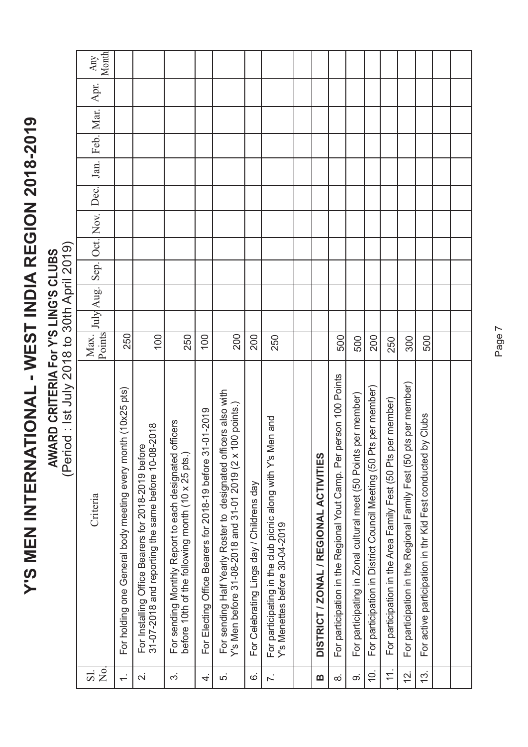# Y'S MEN INTERNATIONAL - WEST INDIA REGION 2018-2019

## AWARD CRITERIA For Y'S LING'S CLUBS

(Period : Ist July 2018 to 30th April 2019)

| Sl. No. | Criteria | Max. Points | July | Aug. | Sep. | Oct. | Nov. | Dec. | Jan. | Feb. | Mar. | Apr. | Any Month |
|---|---|---|---|---|---|---|---|---|---|---|---|---|---|
| 1. | For holding one General body meeting every month (10x25 pts) | 250 | | | | | | | | | | | |
| 2. | For Installing Office Bearers for 2018-2019 before 31-07-2018 and reporting the same before 10-08-2018 | 100 | | | | | | | | | | | |
| 3. | For sending Monthly Report to each designated officers before 10th of the following month (10 x 25 pts.) | 250 | | | | | | | | | | | |
| 4. | For Electing Office Bearers for 2018-19 before 31-01-2019 | 100 | | | | | | | | | | | |
| 5. | For sending Half Yearly Roster to designated officers also with Y's Men before 31-08-2018 and 31-01 2019 (2 x 100 points.) | 200 | | | | | | | | | | | |
| 6. | For Celebrating Lings day / Childrens day | 200 | | | | | | | | | | | |
| 7. | For participating in the club picnic along with Y's Men and Y's Menettes before 30-04-2019 | 250 | | | | | | | | | | | |
| | | | | | | | | | | | | | |
| **B** | **DISTRICT / ZONAL / REGIONAL ACTIVITIES** | | | | | | | | | | | | |
| 8. | For participation in the Regional Yout Camp. Per person 100 Points | 500 | | | | | | | | | | | |
| 9. | For participating in Zonal cultural meet (50 Points per member) | 500 | | | | | | | | | | | |
| 10. | For participation in District Council Meeting (50 Pts per member) | 200 | | | | | | | | | | | |
| 11. | For participation in the Area Family Fest (50 Pts per member) | 250 | | | | | | | | | | | |
| 12. | For participation in the Regional Family Fest (50 pts per member) | 300 | | | | | | | | | | | |
| 13. | For active participation in thr Kid Fest conducted by Clubs | 500 | | | | | | | | | | | |
| | | | | | | | | | | | | | |
| | | | | | | | | | | | | | |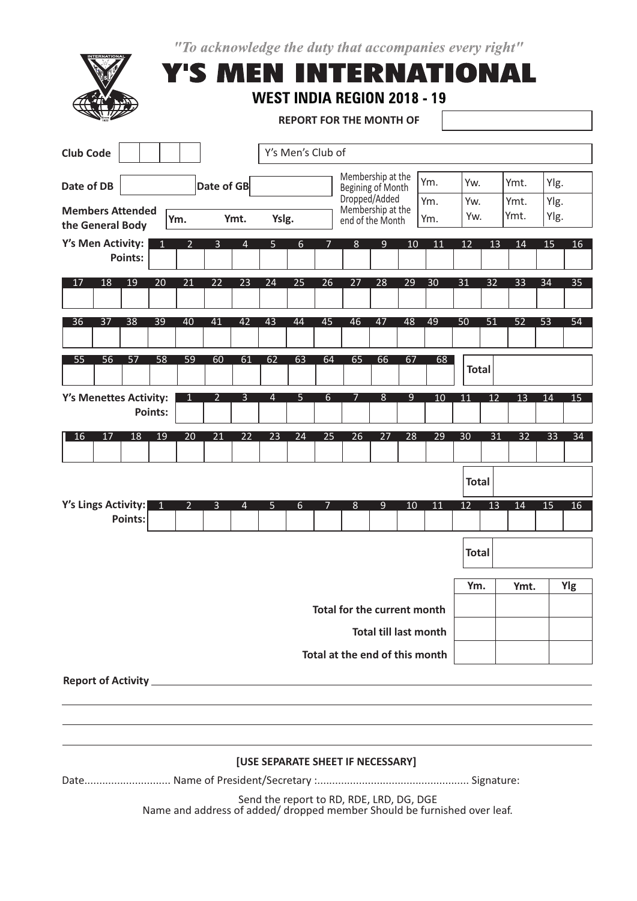*"To acknowledge the duty that accompanies every right"*

# Y'S MEN INTERNATIONAL

## WEST INDIA REGION 2018 - 19

**REPORT FOR THE MONTH OF** ____________

**Club Code** | | | | | Y's Men's Club of ____________

**Date of DB** ________ **Date of GB** ________

| | | | | |
|---|---|---|---|---|
| Membership at the Begining of Month | Ym. | Yw. | Ymt. | Ylg. |
| Dropped/Added | Ym. | Yw. | Ymt. | Ylg. |
| Membership at the end of the Month | Ym. | Yw. | Ymt. | Ylg. |

**Members Attended the General Body** Ym. Ymt. Yslg.

**Y's Men Activity: Points:**

| 1 | 2 | 3 | 4 | 5 | 6 | 7 | 8 | 9 | 10 | 11 | 12 | 13 | 14 | 15 | 16 |
|---|---|---|---|---|---|---|---|---|---|---|---|---|---|---|---|
| | | | | | | | | | | | | | | | |

| 17 | 18 | 19 | 20 | 21 | 22 | 23 | 24 | 25 | 26 | 27 | 28 | 29 | 30 | 31 | 32 | 33 | 34 | 35 |
|---|---|---|---|---|---|---|---|---|---|---|---|---|---|---|---|---|---|---|
| | | | | | | | | | | | | | | | | | | |

| 36 | 37 | 38 | 39 | 40 | 41 | 42 | 43 | 44 | 45 | 46 | 47 | 48 | 49 | 50 | 51 | 52 | 53 | 54 |
|---|---|---|---|---|---|---|---|---|---|---|---|---|---|---|---|---|---|---|
| | | | | | | | | | | | | | | | | | | |

| 55 | 56 | 57 | 58 | 59 | 60 | 61 | 62 | 63 | 64 | 65 | 66 | 67 | 68 | **Total** | |
|---|---|---|---|---|---|---|---|---|---|---|---|---|---|---|---|
| | | | | | | | | | | | | | | | |

**Y's Menettes Activity: Points:**

| 1 | 2 | 3 | 4 | 5 | 6 | 7 | 8 | 9 | 10 | 11 | 12 | 13 | 14 | 15 |
|---|---|---|---|---|---|---|---|---|---|---|---|---|---|---|
| | | | | | | | | | | | | | | |

| 16 | 17 | 18 | 19 | 20 | 21 | 22 | 23 | 24 | 25 | 26 | 27 | 28 | 29 | 30 | 31 | 32 | 33 | 34 |
|---|---|---|---|---|---|---|---|---|---|---|---|---|---|---|---|---|---|---|
| | | | | | | | | | | | | | | | | | | |

**Total** ________

**Y's Lings Activity: Points:**

| 1 | 2 | 3 | 4 | 5 | 6 | 7 | 8 | 9 | 10 | 11 | 12 | 13 | 14 | 15 | 16 |
|---|---|---|---|---|---|---|---|---|---|---|---|---|---|---|---|
| | | | | | | | | | | | | | | | |

**Total** ________

| | Ym. | Ymt. | Ylg |
|---|---|---|---|
| **Total for the current month** | | | |
| **Total till last month** | | | |
| **Total at the end of this month** | | | |

**Report of Activity** ____________________________________________

____________________________________________

____________________________________________

____________________________________________

**[USE SEPARATE SHEET IF NECESSARY]**

Date............................ Name of President/Secretary :.................................................. Signature:

Send the report to RD, RDE, LRD, DG, DGE
Name and address of added/ dropped member Should be furnished over leaf.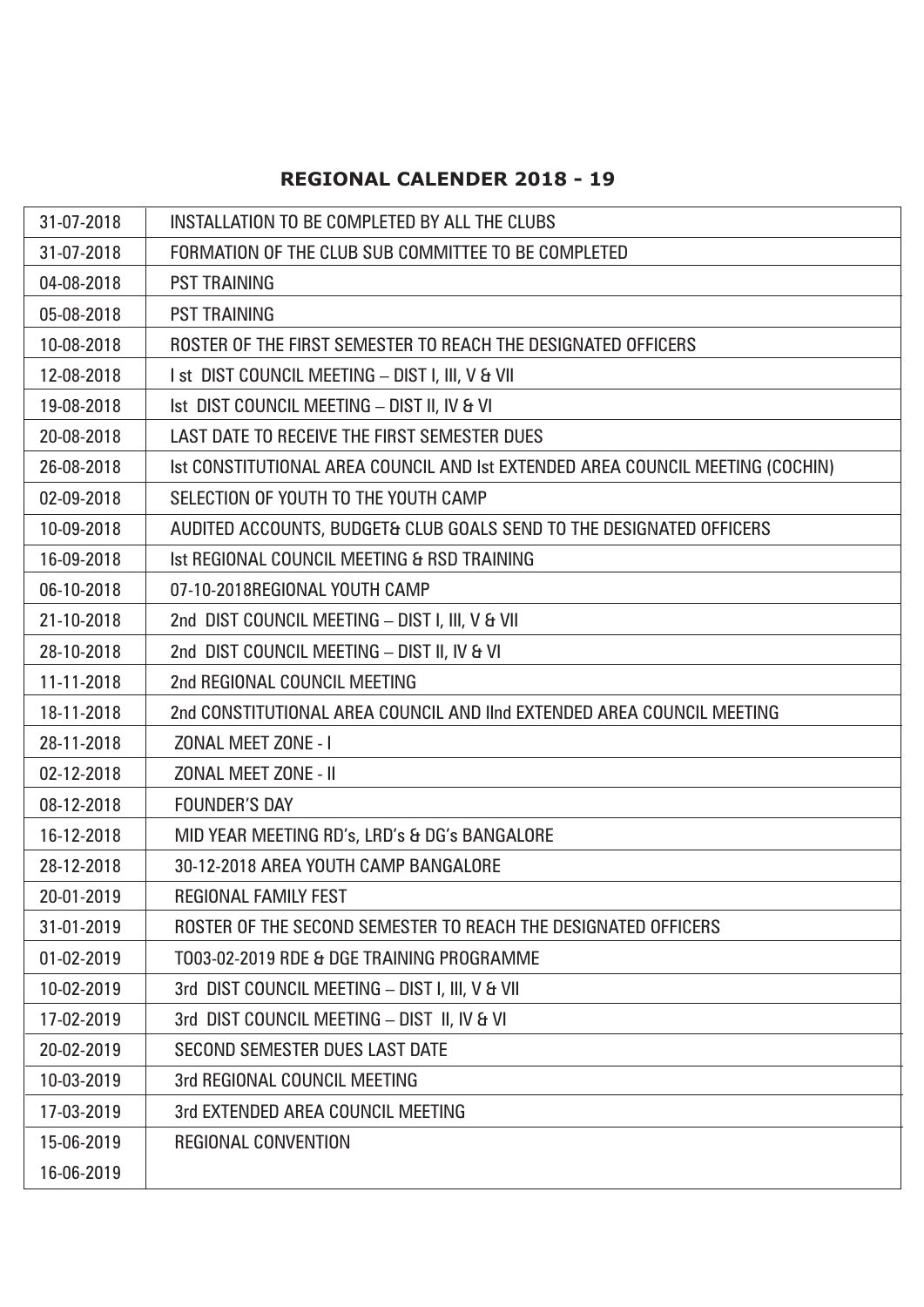# REGIONAL CALENDER 2018 - 19

| | |
|---|---|
| 31-07-2018 | INSTALLATION TO BE COMPLETED BY ALL THE CLUBS |
| 31-07-2018 | FORMATION OF THE CLUB SUB COMMITTEE TO BE COMPLETED |
| 04-08-2018 | PST TRAINING |
| 05-08-2018 | PST TRAINING |
| 10-08-2018 | ROSTER OF THE FIRST SEMESTER TO REACH THE DESIGNATED OFFICERS |
| 12-08-2018 | I st DIST COUNCIL MEETING – DIST I, III, V & VII |
| 19-08-2018 | Ist DIST COUNCIL MEETING – DIST II, IV & VI |
| 20-08-2018 | LAST DATE TO RECEIVE THE FIRST SEMESTER DUES |
| 26-08-2018 | Ist CONSTITUTIONAL AREA COUNCIL AND Ist EXTENDED AREA COUNCIL MEETING (COCHIN) |
| 02-09-2018 | SELECTION OF YOUTH TO THE YOUTH CAMP |
| 10-09-2018 | AUDITED ACCOUNTS, BUDGET& CLUB GOALS SEND TO THE DESIGNATED OFFICERS |
| 16-09-2018 | Ist REGIONAL COUNCIL MEETING & RSD TRAINING |
| 06-10-2018 | 07-10-2018REGIONAL YOUTH CAMP |
| 21-10-2018 | 2nd DIST COUNCIL MEETING – DIST I, III, V & VII |
| 28-10-2018 | 2nd DIST COUNCIL MEETING – DIST II, IV & VI |
| 11-11-2018 | 2nd REGIONAL COUNCIL MEETING |
| 18-11-2018 | 2nd CONSTITUTIONAL AREA COUNCIL AND IInd EXTENDED AREA COUNCIL MEETING |
| 28-11-2018 | ZONAL MEET ZONE - I |
| 02-12-2018 | ZONAL MEET ZONE - II |
| 08-12-2018 | FOUNDER'S DAY |
| 16-12-2018 | MID YEAR MEETING RD's, LRD's & DG's BANGALORE |
| 28-12-2018 | 30-12-2018 AREA YOUTH CAMP BANGALORE |
| 20-01-2019 | REGIONAL FAMILY FEST |
| 31-01-2019 | ROSTER OF THE SECOND SEMESTER TO REACH THE DESIGNATED OFFICERS |
| 01-02-2019 | TO03-02-2019 RDE & DGE TRAINING PROGRAMME |
| 10-02-2019 | 3rd DIST COUNCIL MEETING – DIST I, III, V & VII |
| 17-02-2019 | 3rd DIST COUNCIL MEETING – DIST II, IV & VI |
| 20-02-2019 | SECOND SEMESTER DUES LAST DATE |
| 10-03-2019 | 3rd REGIONAL COUNCIL MEETING |
| 17-03-2019 | 3rd EXTENDED AREA COUNCIL MEETING |
| 15-06-2019<br>16-06-2019 | REGIONAL CONVENTION |